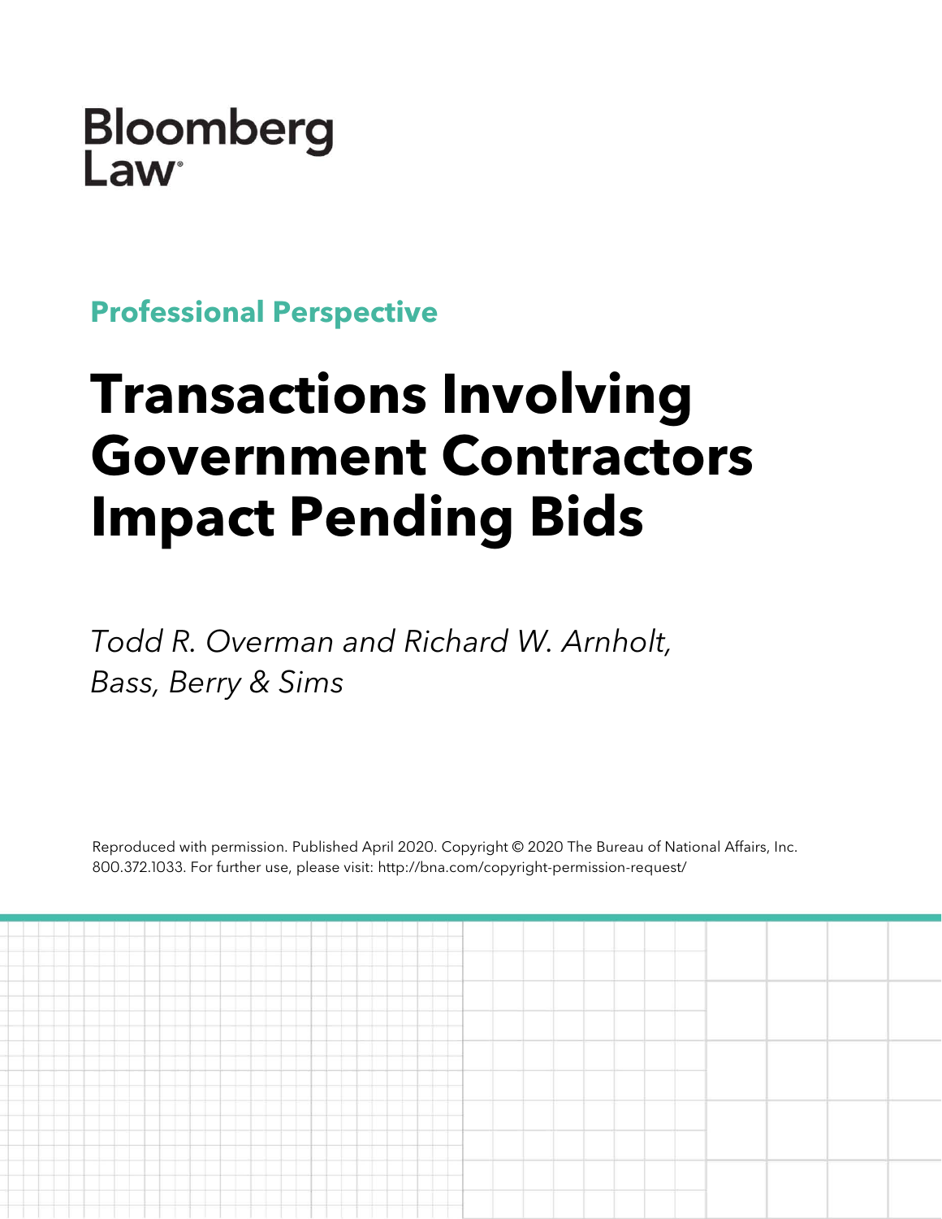Bloomberg Law

**Professional Perspective**

# Transactions Involving Government Contractors Impact Pending Bids

*Todd R. Overman and Richard W. Arnholt, Bass, Berry & Sims*

Reproduced with permission. Published April 2020. Copyright © 2020 The Bureau of National Affairs, Inc. 800.372.1033. For further use, please visit: http://bna.com/copyright-permission-request/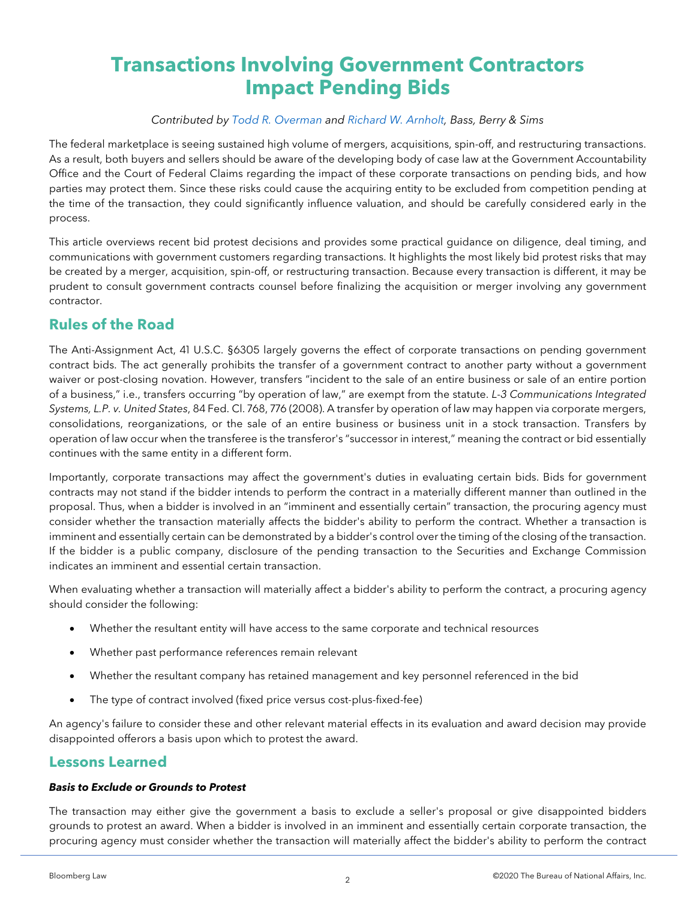# Transactions Involving Government Contractors Impact Pending Bids

*Contributed by Todd R. Overman and Richard W. Arnholt, Bass, Berry & Sims*

The federal marketplace is seeing sustained high volume of mergers, acquisitions, spin-off, and restructuring transactions. As a result, both buyers and sellers should be aware of the developing body of case law at the Government Accountability Office and the Court of Federal Claims regarding the impact of these corporate transactions on pending bids, and how parties may protect them. Since these risks could cause the acquiring entity to be excluded from competition pending at the time of the transaction, they could significantly influence valuation, and should be carefully considered early in the process.

This article overviews recent bid protest decisions and provides some practical guidance on diligence, deal timing, and communications with government customers regarding transactions. It highlights the most likely bid protest risks that may be created by a merger, acquisition, spin-off, or restructuring transaction. Because every transaction is different, it may be prudent to consult government contracts counsel before finalizing the acquisition or merger involving any government contractor.

## Rules of the Road

The Anti-Assignment Act, 41 U.S.C. §6305 largely governs the effect of corporate transactions on pending government contract bids. The act generally prohibits the transfer of a government contract to another party without a government waiver or post-closing novation. However, transfers "incident to the sale of an entire business or sale of an entire portion of a business," i.e., transfers occurring "by operation of law," are exempt from the statute. *L-3 Communications Integrated Systems, L.P. v. United States*, 84 Fed. Cl. 768, 776 (2008). A transfer by operation of law may happen via corporate mergers, consolidations, reorganizations, or the sale of an entire business or business unit in a stock transaction. Transfers by operation of law occur when the transferee is the transferor's "successor in interest," meaning the contract or bid essentially continues with the same entity in a different form.

Importantly, corporate transactions may affect the government's duties in evaluating certain bids. Bids for government contracts may not stand if the bidder intends to perform the contract in a materially different manner than outlined in the proposal. Thus, when a bidder is involved in an "imminent and essentially certain" transaction, the procuring agency must consider whether the transaction materially affects the bidder's ability to perform the contract. Whether a transaction is imminent and essentially certain can be demonstrated by a bidder's control over the timing of the closing of the transaction. If the bidder is a public company, disclosure of the pending transaction to the Securities and Exchange Commission indicates an imminent and essential certain transaction.

When evaluating whether a transaction will materially affect a bidder's ability to perform the contract, a procuring agency should consider the following:

- Whether the resultant entity will have access to the same corporate and technical resources
- Whether past performance references remain relevant
- Whether the resultant company has retained management and key personnel referenced in the bid
- The type of contract involved (fixed price versus cost-plus-fixed-fee)

An agency's failure to consider these and other relevant material effects in its evaluation and award decision may provide disappointed offerors a basis upon which to protest the award.

## Lessons Learned

#### *Basis to Exclude or Grounds to Protest*

The transaction may either give the government a basis to exclude a seller's proposal or give disappointed bidders grounds to protest an award. When a bidder is involved in an imminent and essentially certain corporate transaction, the procuring agency must consider whether the transaction will materially affect the bidder's ability to perform the contract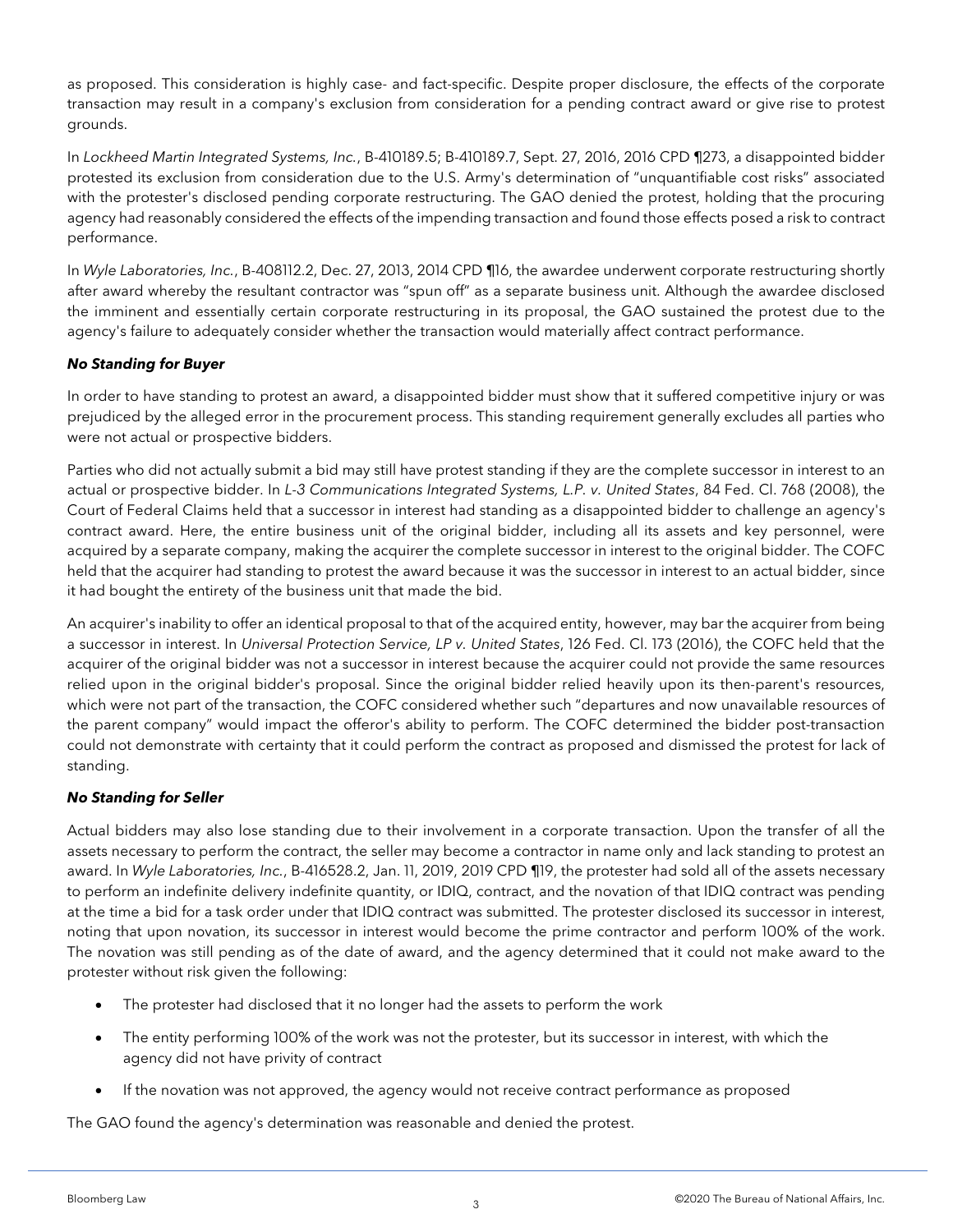as proposed. This consideration is highly case- and fact-specific. Despite proper disclosure, the effects of the corporate transaction may result in a company's exclusion from consideration for a pending contract award or give rise to protest grounds.

In *Lockheed Martin Integrated Systems, Inc.*, B-410189.5; B-410189.7, Sept. 27, 2016, 2016 CPD ¶273, a disappointed bidder protested its exclusion from consideration due to the U.S. Army's determination of "unquantifiable cost risks" associated with the protester's disclosed pending corporate restructuring. The GAO denied the protest, holding that the procuring agency had reasonably considered the effects of the impending transaction and found those effects posed a risk to contract performance.

In *Wyle Laboratories, Inc.*, B-408112.2, Dec. 27, 2013, 2014 CPD ¶16, the awardee underwent corporate restructuring shortly after award whereby the resultant contractor was "spun off" as a separate business unit. Although the awardee disclosed the imminent and essentially certain corporate restructuring in its proposal, the GAO sustained the protest due to the agency's failure to adequately consider whether the transaction would materially affect contract performance.

***No Standing for Buyer***

In order to have standing to protest an award, a disappointed bidder must show that it suffered competitive injury or was prejudiced by the alleged error in the procurement process. This standing requirement generally excludes all parties who were not actual or prospective bidders.

Parties who did not actually submit a bid may still have protest standing if they are the complete successor in interest to an actual or prospective bidder. In *L-3 Communications Integrated Systems, L.P. v. United States*, 84 Fed. Cl. 768 (2008), the Court of Federal Claims held that a successor in interest had standing as a disappointed bidder to challenge an agency's contract award. Here, the entire business unit of the original bidder, including all its assets and key personnel, were acquired by a separate company, making the acquirer the complete successor in interest to the original bidder. The COFC held that the acquirer had standing to protest the award because it was the successor in interest to an actual bidder, since it had bought the entirety of the business unit that made the bid.

An acquirer's inability to offer an identical proposal to that of the acquired entity, however, may bar the acquirer from being a successor in interest. In *Universal Protection Service, LP v. United States*, 126 Fed. Cl. 173 (2016), the COFC held that the acquirer of the original bidder was not a successor in interest because the acquirer could not provide the same resources relied upon in the original bidder's proposal. Since the original bidder relied heavily upon its then-parent's resources, which were not part of the transaction, the COFC considered whether such "departures and now unavailable resources of the parent company" would impact the offeror's ability to perform. The COFC determined the bidder post-transaction could not demonstrate with certainty that it could perform the contract as proposed and dismissed the protest for lack of standing.

***No Standing for Seller***

Actual bidders may also lose standing due to their involvement in a corporate transaction. Upon the transfer of all the assets necessary to perform the contract, the seller may become a contractor in name only and lack standing to protest an award. In *Wyle Laboratories, Inc.*, B-416528.2, Jan. 11, 2019, 2019 CPD ¶19, the protester had sold all of the assets necessary to perform an indefinite delivery indefinite quantity, or IDIQ, contract, and the novation of that IDIQ contract was pending at the time a bid for a task order under that IDIQ contract was submitted. The protester disclosed its successor in interest, noting that upon novation, its successor in interest would become the prime contractor and perform 100% of the work. The novation was still pending as of the date of award, and the agency determined that it could not make award to the protester without risk given the following:

- The protester had disclosed that it no longer had the assets to perform the work
- The entity performing 100% of the work was not the protester, but its successor in interest, with which the agency did not have privity of contract
- If the novation was not approved, the agency would not receive contract performance as proposed

The GAO found the agency's determination was reasonable and denied the protest.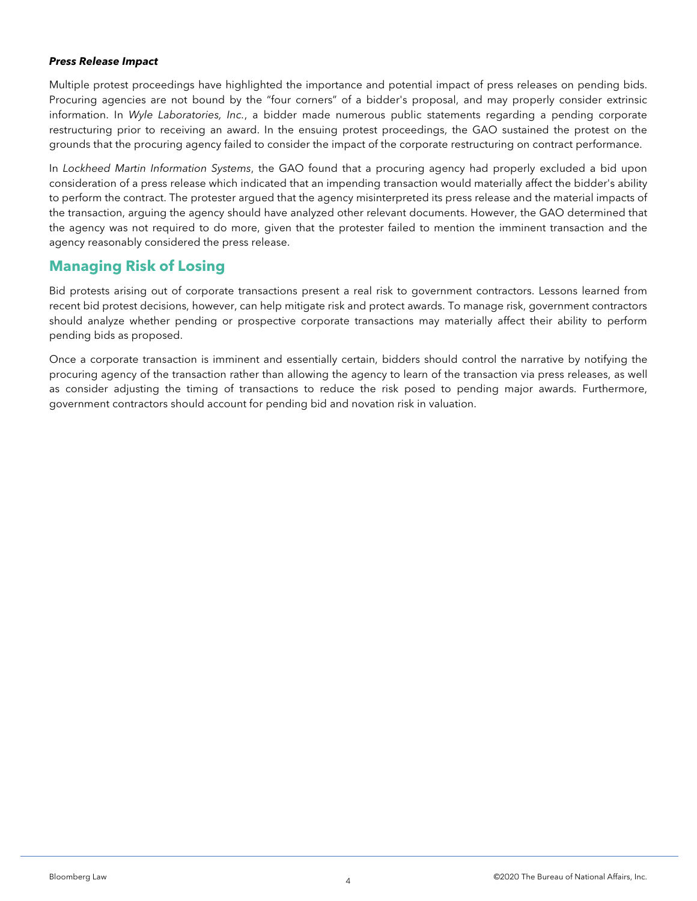***Press Release Impact***

Multiple protest proceedings have highlighted the importance and potential impact of press releases on pending bids. Procuring agencies are not bound by the "four corners" of a bidder's proposal, and may properly consider extrinsic information. In *Wyle Laboratories, Inc.*, a bidder made numerous public statements regarding a pending corporate restructuring prior to receiving an award. In the ensuing protest proceedings, the GAO sustained the protest on the grounds that the procuring agency failed to consider the impact of the corporate restructuring on contract performance.

In *Lockheed Martin Information Systems*, the GAO found that a procuring agency had properly excluded a bid upon consideration of a press release which indicated that an impending transaction would materially affect the bidder's ability to perform the contract. The protester argued that the agency misinterpreted its press release and the material impacts of the transaction, arguing the agency should have analyzed other relevant documents. However, the GAO determined that the agency was not required to do more, given that the protester failed to mention the imminent transaction and the agency reasonably considered the press release.

## Managing Risk of Losing

Bid protests arising out of corporate transactions present a real risk to government contractors. Lessons learned from recent bid protest decisions, however, can help mitigate risk and protect awards. To manage risk, government contractors should analyze whether pending or prospective corporate transactions may materially affect their ability to perform pending bids as proposed.

Once a corporate transaction is imminent and essentially certain, bidders should control the narrative by notifying the procuring agency of the transaction rather than allowing the agency to learn of the transaction via press releases, as well as consider adjusting the timing of transactions to reduce the risk posed to pending major awards. Furthermore, government contractors should account for pending bid and novation risk in valuation.